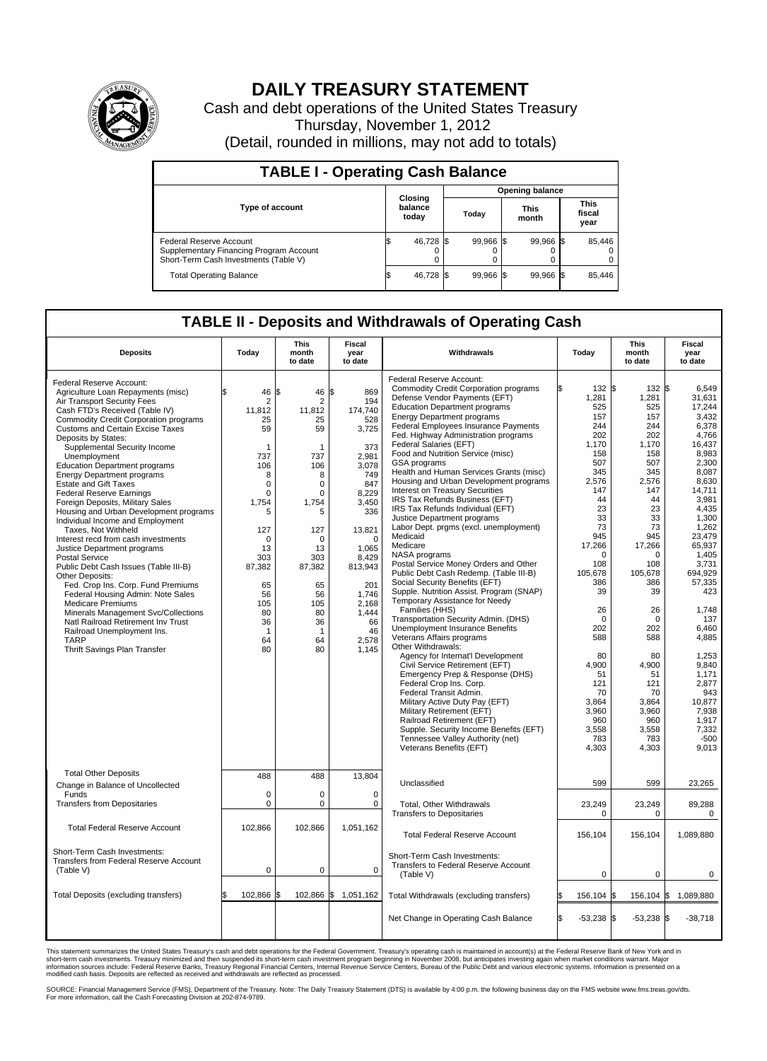# DAILY TREASURY STATEMENT

Cash and debt operations of the United States Treasury

Thursday, November 1, 2012

(Detail, rounded in millions, may not add to totals)

## TABLE I - Operating Cash Balance

| Type of account | Closing balance today | Opening balance Today | Opening balance This month | Opening balance This fiscal year |
|---|---|---|---|---|
| Federal Reserve Account | $ 46,728 | $ 99,966 | $ 99,966 | $ 85,446 |
| Supplementary Financing Program Account | 0 | 0 | 0 | 0 |
| Short-Term Cash Investments (Table V) | 0 | 0 | 0 | 0 |
| Total Operating Balance | $ 46,728 | $ 99,966 | $ 99,966 | $ 85,446 |

## TABLE II - Deposits and Withdrawals of Operating Cash

| Deposits | Today | This month to date | Fiscal year to date | Withdrawals | Today | This month to date | Fiscal year to date |
|---|---|---|---|---|---|---|---|
| Federal Reserve Account: | | | | Federal Reserve Account: | | | |
| Agriculture Loan Repayments (misc) | $ 46 | $ 46 | $ 869 | Commodity Credit Corporation programs | $ 132 | $ 132 | $ 6,549 |
| Air Transport Security Fees | 2 | 2 | 194 | Defense Vendor Payments (EFT) | 1,281 | 1,281 | 31,631 |
| Cash FTD's Received (Table IV) | 11,812 | 11,812 | 174,740 | Education Department programs | 525 | 525 | 17,244 |
| Commodity Credit Corporation programs | 25 | 25 | 528 | Energy Department programs | 157 | 157 | 3,432 |
| Customs and Certain Excise Taxes | 59 | 59 | 3,725 | Federal Employees Insurance Payments | 244 | 244 | 6,378 |
| Deposits by States: | | | | Fed. Highway Administration programs | 202 | 202 | 4,766 |
| Supplemental Security Income | 1 | 1 | 373 | Federal Salaries (EFT) | 1,170 | 1,170 | 16,437 |
| Unemployment | 737 | 737 | 2,981 | Food and Nutrition Service (misc) | 158 | 158 | 8,983 |
| Education Department programs | 106 | 106 | 3,078 | GSA programs | 507 | 507 | 2,300 |
| Energy Department programs | 8 | 8 | 749 | Health and Human Services Grants (misc) | 345 | 345 | 8,087 |
| Estate and Gift Taxes | 0 | 0 | 847 | Housing and Urban Development programs | 2,576 | 2,576 | 8,630 |
| Federal Reserve Earnings | 0 | 0 | 8,229 | Interest on Treasury Securities | 147 | 147 | 14,711 |
| Foreign Deposits, Military Sales | 1,754 | 1,754 | 3,450 | IRS Tax Refunds Business (EFT) | 44 | 44 | 3,981 |
| Housing and Urban Development programs | 5 | 5 | 336 | IRS Tax Refunds Individual (EFT) | 23 | 23 | 4,435 |
| Individual Income and Employment | | | | Justice Department programs | 33 | 33 | 1,300 |
| Taxes, Not Withheld | 127 | 127 | 13,821 | Labor Dept. prgms (excl. unemployment) | 73 | 73 | 1,262 |
| Interest recd from cash investments | 0 | 0 | 0 | Medicaid | 945 | 945 | 23,479 |
| Justice Department programs | 13 | 13 | 1,065 | Medicare | 17,266 | 17,266 | 65,937 |
| Postal Service | 303 | 303 | 8,429 | NASA programs | 0 | 0 | 1,405 |
| Public Debt Cash Issues (Table III-B) | 87,382 | 87,382 | 813,943 | Postal Service Money Orders and Other | 108 | 108 | 3,731 |
| Other Deposits: | | | | Public Debt Cash Redemp. (Table III-B) | 105,678 | 105,678 | 694,929 |
| Fed. Crop Ins. Corp. Fund Premiums | 65 | 65 | 201 | Social Security Benefits (EFT) | 386 | 386 | 57,335 |
| Federal Housing Admin: Note Sales | 56 | 56 | 1,746 | Supple. Nutrition Assist. Program (SNAP) | 39 | 39 | 423 |
| Medicare Premiums | 105 | 105 | 2,168 | Temporary Assistance for Needy | | | |
| Minerals Management Svc/Collections | 80 | 80 | 1,444 | Families (HHS) | 26 | 26 | 1,748 |
| Natl Railroad Retirement Inv Trust | 36 | 36 | 66 | Transportation Security Admin. (DHS) | 0 | 0 | 137 |
| Railroad Unemployment Ins. | 1 | 1 | 46 | Unemployment Insurance Benefits | 202 | 202 | 6,460 |
| TARP | 64 | 64 | 2,578 | Veterans Affairs programs | 588 | 588 | 4,885 |
| Thrift Savings Plan Transfer | 80 | 80 | 1,145 | Other Withdrawals: | | | |
| | | | | Agency for Internat'l Development | 80 | 80 | 1,253 |
| | | | | Civil Service Retirement (EFT) | 4,900 | 4,900 | 9,840 |
| | | | | Emergency Prep & Response (DHS) | 51 | 51 | 1,171 |
| | | | | Federal Crop Ins. Corp. | 121 | 121 | 2,877 |
| | | | | Federal Transit Admin. | 70 | 70 | 943 |
| | | | | Military Active Duty Pay (EFT) | 3,864 | 3,864 | 10,877 |
| | | | | Military Retirement (EFT) | 3,960 | 3,960 | 7,938 |
| | | | | Railroad Retirement (EFT) | 960 | 960 | 1,917 |
| | | | | Supple. Security Income Benefits (EFT) | 3,558 | 3,558 | 7,332 |
| | | | | Tennessee Valley Authority (net) | 783 | 783 | -500 |
| | | | | Veterans Benefits (EFT) | 4,303 | 4,303 | 9,013 |
| Total Other Deposits | 488 | 488 | 13,804 | Unclassified | 599 | 599 | 23,265 |
| Change in Balance of Uncollected Funds | 0 | 0 | 0 | | | | |
| Transfers from Depositaries | 0 | 0 | 0 | Total, Other Withdrawals | 23,249 | 23,249 | 89,288 |
| | | | | Transfers to Depositaries | 0 | 0 | 0 |
| Total Federal Reserve Account | 102,866 | 102,866 | 1,051,162 | Total Federal Reserve Account | 156,104 | 156,104 | 1,089,880 |
| Short-Term Cash Investments: | | | | Short-Term Cash Investments: | | | |
| Transfers from Federal Reserve Account (Table V) | 0 | 0 | 0 | Transfers to Federal Reserve Account (Table V) | 0 | 0 | 0 |
| Total Deposits (excluding transfers) | $ 102,866 | $ 102,866 | $ 1,051,162 | Total Withdrawals (excluding transfers) | $ 156,104 | $ 156,104 | $ 1,089,880 |
| | | | | Net Change in Operating Cash Balance | $ -53,238 | $ -53,238 | $ -38,718 |

This statement summarizes the United States Treasury's cash and debt operations for the Federal Government. Treasury's operating cash is maintained in account(s) at the Federal Reserve Bank of New York and in short-term cash investments. Treasury minimized and then suspended its short-term cash investment program beginning in November 2008, but anticipates investing again when market conditions warrant. Major information sources include: Federal Reserve Banks, Treasury Regional Financial Centers, Internal Revenue Service Centers, Bureau of the Public Debt and various electronic systems. Information is presented on a modified cash basis. Deposits are reflected as received and withdrawals are reflected as processed.

SOURCE: Financial Management Service (FMS), Department of the Treasury. Note: The Daily Treasury Statement (DTS) is available by 4:00 p.m. the following business day on the FMS website www.fms.treas.gov/dts. For more information, call the Cash Forecasting Division at 202-874-9789.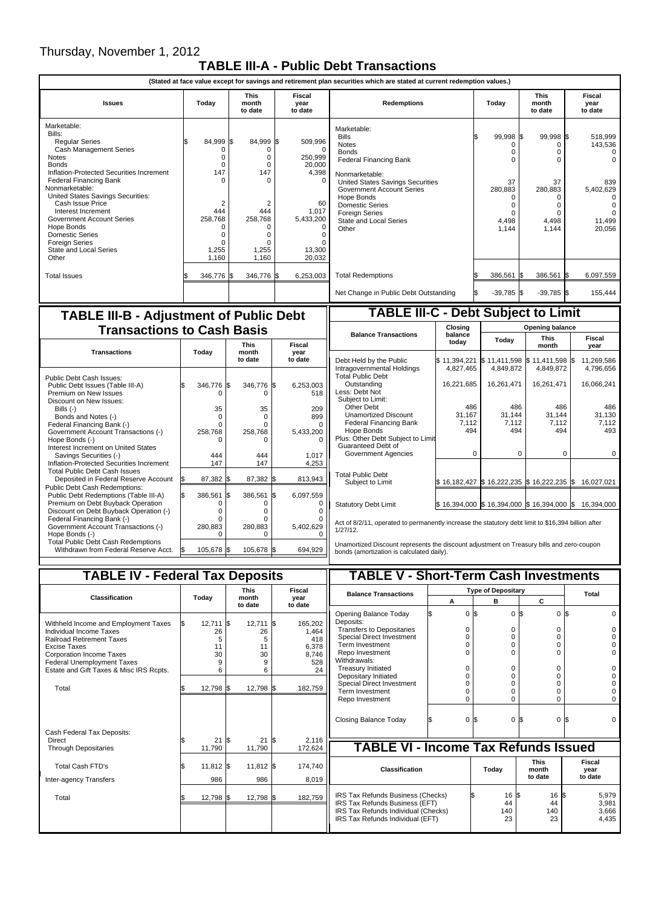Thursday, November 1, 2012

# TABLE III-A - Public Debt Transactions

(Stated at face value except for savings and retirement plan securities which are stated at current redemption values.)

| Issues | Today | This month to date | Fiscal year to date | Redemptions | Today | This month to date | Fiscal year to date |
|---|---|---|---|---|---|---|---|
| Marketable: | | | | Marketable: | | | |
| Bills: | | | | Bills | $ 99,998 | $ 99,998 | $ 518,999 |
| Regular Series | $ 84,999 | $ 84,999 | $ 509,996 | Notes | 0 | 0 | 143,536 |
| Cash Management Series | 0 | 0 | 0 | Bonds | 0 | 0 | 0 |
| Notes | 0 | 0 | 250,999 | Federal Financing Bank | 0 | 0 | 0 |
| Bonds | 0 | 0 | 20,000 | | | | |
| Inflation-Protected Securities Increment | 147 | 147 | 4,398 | Nonmarketable: | | | |
| Federal Financing Bank | 0 | 0 | 0 | United States Savings Securities | 37 | 37 | 839 |
| Nonmarketable: | | | | Government Account Series | 280,883 | 280,883 | 5,402,629 |
| United States Savings Securities: | | | | Hope Bonds | 0 | 0 | 0 |
| Cash Issue Price | 2 | 2 | 60 | Domestic Series | 0 | 0 | 0 |
| Interest Increment | 444 | 444 | 1,017 | Foreign Series | 0 | 0 | 0 |
| Government Account Series | 258,768 | 258,768 | 5,433,200 | State and Local Series | 4,498 | 4,498 | 11,499 |
| Hope Bonds | 0 | 0 | 0 | Other | 1,144 | 1,144 | 20,056 |
| Domestic Series | 0 | 0 | 0 | | | | |
| Foreign Series | 0 | 0 | 0 | | | | |
| State and Local Series | 1,255 | 1,255 | 13,300 | | | | |
| Other | 1,160 | 1,160 | 20,032 | | | | |
| Total Issues | $ 346,776 | $ 346,776 | $ 6,253,003 | Total Redemptions | $ 386,561 | $ 386,561 | $ 6,097,559 |
| | | | | Net Change in Public Debt Outstanding | $ -39,785 | $ -39,785 | $ 155,444 |

# TABLE III-B - Adjustment of Public Debt Transactions to Cash Basis

| Transactions | Today | This month to date | Fiscal year to date |
|---|---|---|---|
| Public Debt Cash Issues: | | | |
| Public Debt Issues (Table III-A) | $ 346,776 | $ 346,776 | $ 6,253,003 |
| Premium on New Issues | 0 | 0 | 518 |
| Discount on New Issues: | | | |
| Bills (-) | 35 | 35 | 209 |
| Bonds and Notes (-) | 0 | 0 | 899 |
| Federal Financing Bank (-) | 0 | 0 | 0 |
| Government Account Transactions (-) | 258,768 | 258,768 | 5,433,200 |
| Hope Bonds (-) | 0 | 0 | 0 |
| Interest Increment on United States Savings Securities (-) | 444 | 444 | 1,017 |
| Inflation-Protected Securities Increment | 147 | 147 | 4,253 |
| Total Public Debt Cash Issues Deposited in Federal Reserve Account | $ 87,382 | $ 87,382 | $ 813,943 |
| Public Debt Cash Redemptions: | | | |
| Public Debt Redemptions (Table III-A) | $ 386,561 | $ 386,561 | $ 6,097,559 |
| Premium on Debt Buyback Operation | 0 | 0 | 0 |
| Discount on Debt Buyback Operation (-) | 0 | 0 | 0 |
| Federal Financing Bank (-) | 0 | 0 | 0 |
| Government Account Transactions (-) | 280,883 | 280,883 | 5,402,629 |
| Hope Bonds (-) | 0 | 0 | 0 |
| Total Public Debt Cash Redemptions Withdrawn from Federal Reserve Acct. | $ 105,678 | $ 105,678 | $ 694,929 |

# TABLE III-C - Debt Subject to Limit

| Balance Transactions | Closing balance today | Opening balance Today | Opening balance This month | Opening balance Fiscal year |
|---|---|---|---|---|
| Debt Held by the Public | $ 11,394,221 | $ 11,411,598 | $ 11,411,598 | $ 11,269,586 |
| Intragovernmental Holdings | 4,827,465 | 4,849,872 | 4,849,872 | 4,796,656 |
| Total Public Debt Outstanding | 16,221,685 | 16,261,471 | 16,261,471 | 16,066,241 |
| Less: Debt Not Subject to Limit: | | | | |
| Other Debt | 486 | 486 | 486 | 486 |
| Unamortized Discount | 31,167 | 31,144 | 31,144 | 31,130 |
| Federal Financing Bank | 7,112 | 7,112 | 7,112 | 7,112 |
| Hope Bonds | 494 | 494 | 494 | 493 |
| Plus: Other Debt Subject to Limit | | | | |
| Guaranteed Debt of Government Agencies | 0 | 0 | 0 | 0 |
| Total Public Debt Subject to Limit | $ 16,182,427 | $ 16,222,235 | $ 16,222,235 | $ 16,027,021 |
| Statutory Debt Limit | $ 16,394,000 | $ 16,394,000 | $ 16,394,000 | $ 16,394,000 |

Act of 8/2/11, operated to permanently increase the statutory debt limit to $16,394 billion after 1/27/12.

Unamortized Discount represents the discount adjustment on Treasury bills and zero-coupon bonds (amortization is calculated daily).

# TABLE IV - Federal Tax Deposits

| Classification | Today | This month to date | Fiscal year to date |
|---|---|---|---|
| Withheld Income and Employment Taxes | $ 12,711 | $ 12,711 | $ 165,202 |
| Individual Income Taxes | 26 | 26 | 1,464 |
| Railroad Retirement Taxes | 5 | 5 | 418 |
| Excise Taxes | 11 | 11 | 6,378 |
| Corporation Income Taxes | 30 | 30 | 8,746 |
| Federal Unemployment Taxes | 9 | 9 | 528 |
| Estate and Gift Taxes & Misc IRS Rcpts. | 6 | 6 | 24 |
| Total | $ 12,798 | $ 12,798 | $ 182,759 |
| Cash Federal Tax Deposits: | | | |
| Direct | $ 21 | $ 21 | $ 2,116 |
| Through Depositaries | 11,790 | 11,790 | 172,624 |
| Total Cash FTD's | $ 11,812 | $ 11,812 | $ 174,740 |
| Inter-agency Transfers | 986 | 986 | 8,019 |
| Total | $ 12,798 | $ 12,798 | $ 182,759 |

# TABLE V - Short-Term Cash Investments

| Balance Transactions | Type of Depositary A | Type of Depositary B | Type of Depositary C | Total |
|---|---|---|---|---|
| Opening Balance Today | $ 0 | $ 0 | $ 0 | $ 0 |
| Deposits: | | | | |
| Transfers to Depositaries | 0 | 0 | 0 | 0 |
| Special Direct Investment | 0 | 0 | 0 | 0 |
| Term Investment | 0 | 0 | 0 | 0 |
| Repo Investment | 0 | 0 | 0 | 0 |
| Withdrawals: | | | | |
| Treasury Initiated | 0 | 0 | 0 | 0 |
| Depositary Initiated | 0 | 0 | 0 | 0 |
| Special Direct Investment | 0 | 0 | 0 | 0 |
| Term Investment | 0 | 0 | 0 | 0 |
| Repo Investment | 0 | 0 | 0 | 0 |
| Closing Balance Today | $ 0 | $ 0 | $ 0 | $ 0 |

# TABLE VI - Income Tax Refunds Issued

| Classification | Today | This month to date | Fiscal year to date |
|---|---|---|---|
| IRS Tax Refunds Business (Checks) | $ 16 | $ 16 | $ 5,979 |
| IRS Tax Refunds Business (EFT) | 44 | 44 | 3,981 |
| IRS Tax Refunds Individual (Checks) | 140 | 140 | 3,666 |
| IRS Tax Refunds Individual (EFT) | 23 | 23 | 4,435 |